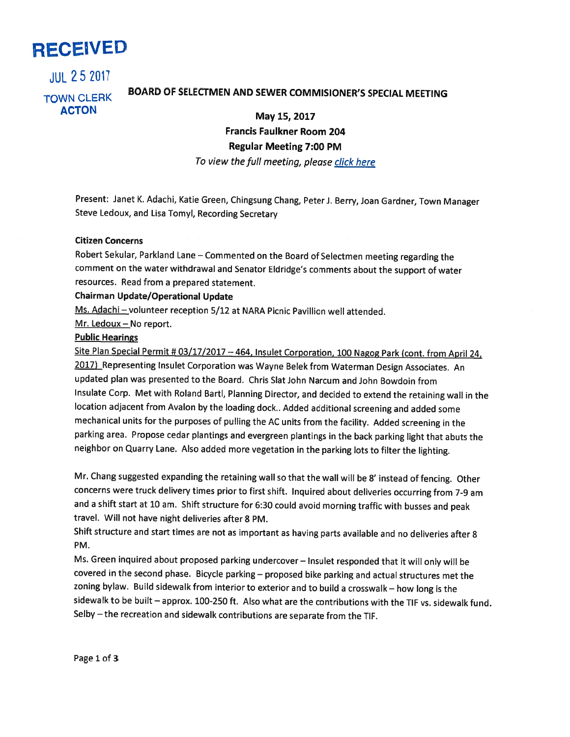**RECEIVED**

JUL 25 2017

TOWN CLERK
ACTON

## BOARD OF SELECTMEN AND SEWER COMMISIONER'S SPECIAL MEETING

**May 15, 2017**
**Francis Faulkner Room 204**
**Regular Meeting 7:00 PM**
*To view the full meeting, please click here*

Present: Janet K. Adachi, Katie Green, Chingsung Chang, Peter J. Berry, Joan Gardner, Town Manager Steve Ledoux, and Lisa Tomyl, Recording Secretary

**Citizen Concerns**

Robert Sekular, Parkland Lane – Commented on the Board of Selectmen meeting regarding the comment on the water withdrawal and Senator Eldridge's comments about the support of water resources. Read from a prepared statement.

**Chairman Update/Operational Update**

Ms. Adachi – volunteer reception 5/12 at NARA Picnic Pavillion well attended.

Mr. Ledoux – No report.

**Public Hearings**

Site Plan Special Permit # 03/17/2017 – 464, Insulet Corporation, 100 Nagog Park (cont. from April 24, 2017) Representing Insulet Corporation was Wayne Belek from Waterman Design Associates. An updated plan was presented to the Board. Chris Slat John Narcum and John Bowdoin from Insulate Corp. Met with Roland Bartl, Planning Director, and decided to extend the retaining wall in the location adjacent from Avalon by the loading dock.. Added additional screening and added some mechanical units for the purposes of pulling the AC units from the facility. Added screening in the parking area. Propose cedar plantings and evergreen plantings in the back parking light that abuts the neighbor on Quarry Lane. Also added more vegetation in the parking lots to filter the lighting.

Mr. Chang suggested expanding the retaining wall so that the wall will be 8' instead of fencing. Other concerns were truck delivery times prior to first shift. Inquired about deliveries occurring from 7-9 am and a shift start at 10 am. Shift structure for 6:30 could avoid morning traffic with busses and peak travel. Will not have night deliveries after 8 PM.

Shift structure and start times are not as important as having parts available and no deliveries after 8 PM.

Ms. Green inquired about proposed parking undercover – Insulet responded that it will only will be covered in the second phase. Bicycle parking – proposed bike parking and actual structures met the zoning bylaw. Build sidewalk from interior to exterior and to build a crosswalk – how long is the sidewalk to be built – approx. 100-250 ft. Also what are the contributions with the TIF vs. sidewalk fund. Selby – the recreation and sidewalk contributions are separate from the TIF.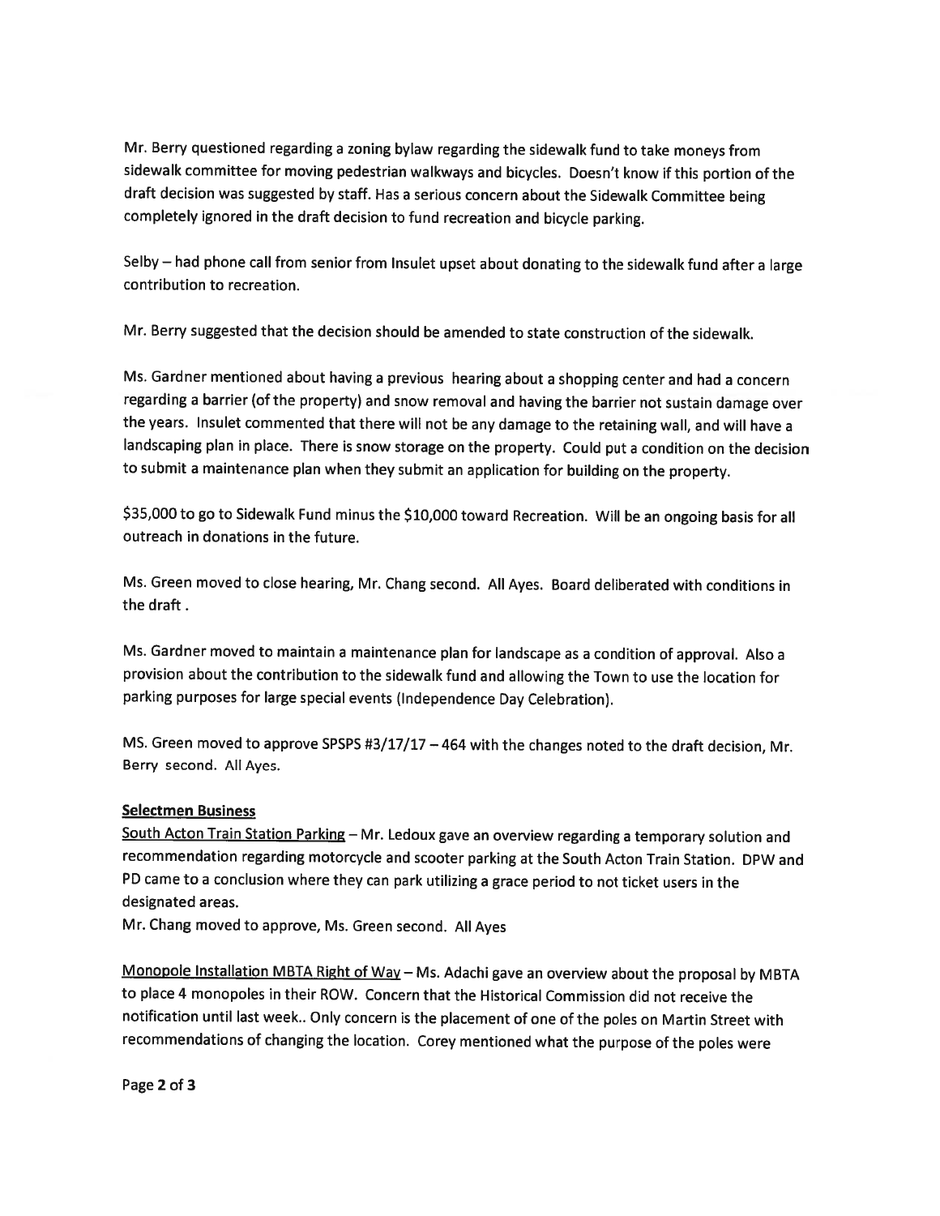Mr. Berry questioned regarding a zoning bylaw regarding the sidewalk fund to take moneys from sidewalk committee for moving pedestrian walkways and bicycles. Doesn't know if this portion of the draft decision was suggested by staff. Has a serious concern about the Sidewalk Committee being completely ignored in the draft decision to fund recreation and bicycle parking.

Selby – had phone call from senior from Insulet upset about donating to the sidewalk fund after a large contribution to recreation.

Mr. Berry suggested that the decision should be amended to state construction of the sidewalk.

Ms. Gardner mentioned about having a previous hearing about a shopping center and had a concern regarding a barrier (of the property) and snow removal and having the barrier not sustain damage over the years. Insulet commented that there will not be any damage to the retaining wall, and will have a landscaping plan in place. There is snow storage on the property. Could put a condition on the decision to submit a maintenance plan when they submit an application for building on the property.

$35,000 to go to Sidewalk Fund minus the $10,000 toward Recreation. Will be an ongoing basis for all outreach in donations in the future.

Ms. Green moved to close hearing, Mr. Chang second. All Ayes. Board deliberated with conditions in the draft .

Ms. Gardner moved to maintain a maintenance plan for landscape as a condition of approval. Also a provision about the contribution to the sidewalk fund and allowing the Town to use the location for parking purposes for large special events (Independence Day Celebration).

MS. Green moved to approve SPSPS #3/17/17 – 464 with the changes noted to the draft decision, Mr. Berry second. All Ayes.

**Selectmen Business**

South Acton Train Station Parking – Mr. Ledoux gave an overview regarding a temporary solution and recommendation regarding motorcycle and scooter parking at the South Acton Train Station. DPW and PD came to a conclusion where they can park utilizing a grace period to not ticket users in the designated areas.
Mr. Chang moved to approve, Ms. Green second. All Ayes

Monopole Installation MBTA Right of Way – Ms. Adachi gave an overview about the proposal by MBTA to place 4 monopoles in their ROW. Concern that the Historical Commission did not receive the notification until last week.. Only concern is the placement of one of the poles on Martin Street with recommendations of changing the location. Corey mentioned what the purpose of the poles were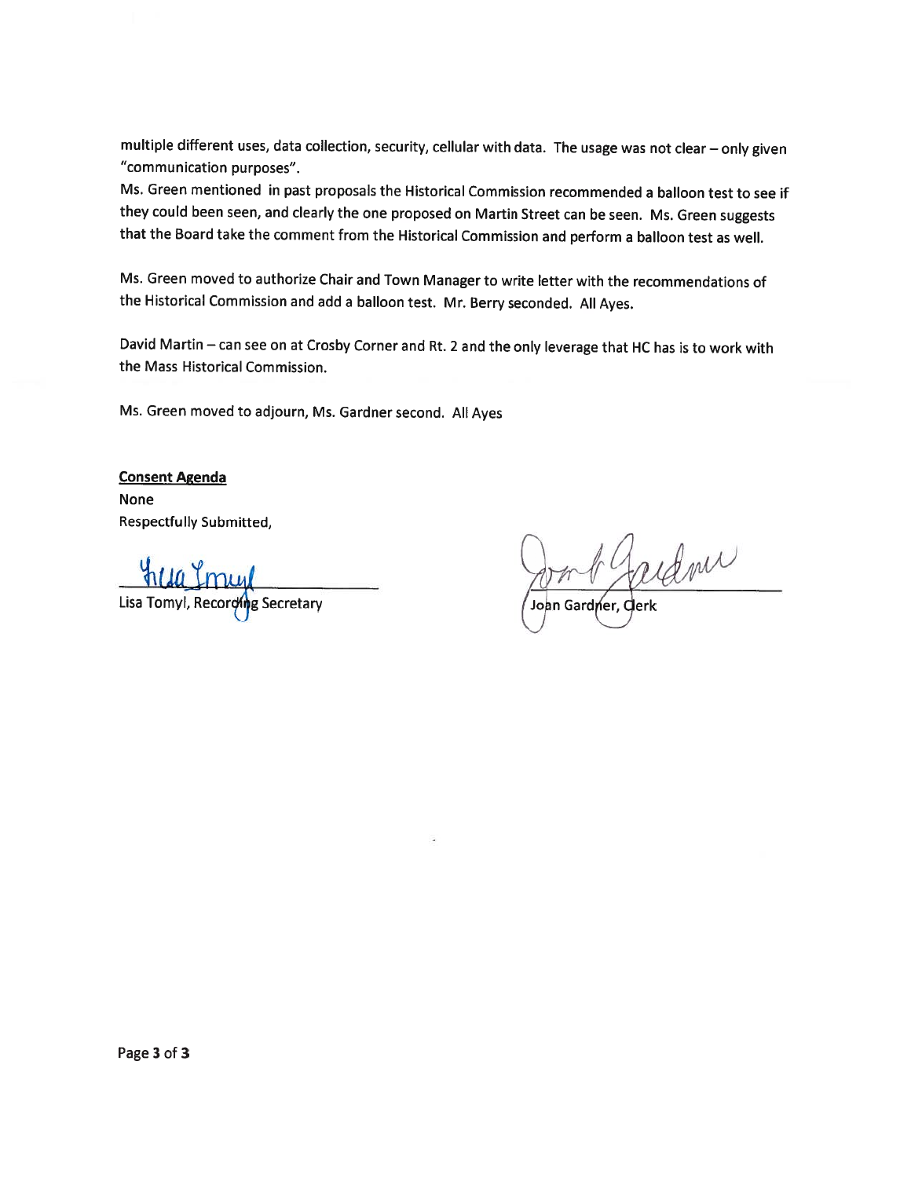multiple different uses, data collection, security, cellular with data. The usage was not clear – only given "communication purposes".

Ms. Green mentioned in past proposals the Historical Commission recommended a balloon test to see if they could been seen, and clearly the one proposed on Martin Street can be seen. Ms. Green suggests that the Board take the comment from the Historical Commission and perform a balloon test as well.

Ms. Green moved to authorize Chair and Town Manager to write letter with the recommendations of the Historical Commission and add a balloon test. Mr. Berry seconded. All Ayes.

David Martin – can see on at Crosby Corner and Rt. 2 and the only leverage that HC has is to work with the Mass Historical Commission.

Ms. Green moved to adjourn, Ms. Gardner second. All Ayes

**Consent Agenda**

None

Respectfully Submitted,

Lisa Tomyl, Recording Secretary

Joan Gardner, Clerk